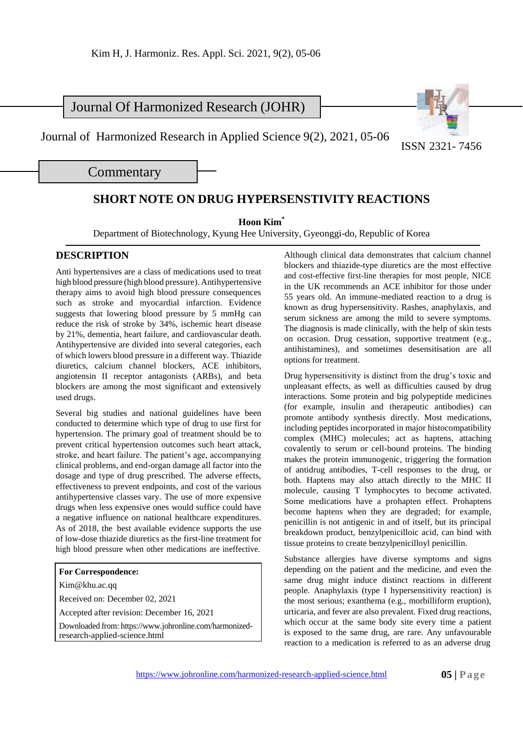Journal Of Harmonized Research (JOHR)

Journal of Harmonized Research in Applied Science 9(2), 2021, 05-06

ISSN 2321- 7456

Commentary

# SHORT NOTE ON DRUG HYPERSENSTIVITY REACTIONS

**Hoon Kim***

Department of Biotechnology, Kyung Hee University, Gyeonggi-do, Republic of Korea

## DESCRIPTION

Anti hypertensives are a class of medications used to treat high blood pressure (high blood pressure). Antihypertensive therapy aims to avoid high blood pressure consequences such as stroke and myocardial infarction. Evidence suggests that lowering blood pressure by 5 mmHg can reduce the risk of stroke by 34%, ischemic heart disease by 21%, dementia, heart failure, and cardiovascular death. Antihypertensive are divided into several categories, each of which lowers blood pressure in a different way. Thiazide diuretics, calcium channel blockers, ACE inhibitors, angiotensin II receptor antagonists (ARBs), and beta blockers are among the most significant and extensively used drugs.

Several big studies and national guidelines have been conducted to determine which type of drug to use first for hypertension. The primary goal of treatment should be to prevent critical hypertension outcomes such as heart attack, stroke, and heart failure. The patient's age, accompanying clinical problems, and end-organ damage all factor into the dosage and type of drug prescribed. The adverse effects, effectiveness to prevent endpoints, and cost of the various antihypertensive classes vary. The use of more expensive drugs when less expensive ones would suffice could have a negative influence on national healthcare expenditures. As of 2018, the best available evidence supports the use of low-dose thiazide diuretics as the first-line treatment for high blood pressure when other medications are ineffective.

**For Correspondence:**

Kim@khu.ac.qq

Received on: December 02, 2021

Accepted after revision: December 16, 2021

Downloaded from: https://www.johronline.com/harmonized-research-applied-science.html

Although clinical data demonstrates that calcium channel blockers and thiazide-type diuretics are the most effective and cost-effective first-line therapies for most people, NICE in the UK recommends an ACE inhibitor for those under 55 years old. An immune-mediated reaction to a drug is known as drug hypersensitivity. Rashes, anaphylaxis, and serum sickness are among the mild to severe symptoms. The diagnosis is made clinically, with the help of skin tests on occasion. Drug cessation, supportive treatment (e.g., antihistamines), and sometimes desensitisation are all options for treatment.

Drug hypersensitivity is distinct from the drug's toxic and unpleasant effects, as well as difficulties caused by drug interactions. Some protein and big polypeptide medicines (for example, insulin and therapeutic antibodies) can promote antibody synthesis directly. Most medications, including peptides incorporated in major histocompatibility complex (MHC) molecules; act as haptens, attaching covalently to serum or cell-bound proteins. The binding makes the protein immunogenic, triggering the formation of antidrug antibodies, T-cell responses to the drug, or both. Haptens may also attach directly to the MHC II molecule, causing T lymphocytes to become activated. Some medications have a prohapten effect. Prohaptens become haptens when they are degraded; for example, penicillin is not antigenic in and of itself, but its principal breakdown product, benzylpenicilloic acid, can bind with tissue proteins to create benzylpenicilloyl penicillin.

Substance allergies have diverse symptoms and signs depending on the patient and the medicine, and even the same drug might induce distinct reactions in different people. Anaphylaxis (type I hypersensitivity reaction) is the most serious; exanthema (e.g., morbilliform eruption), urticaria, and fever are also prevalent. Fixed drug reactions, which occur at the same body site every time a patient is exposed to the same drug, are rare. Any unfavourable reaction to a medication is referred to as an adverse drug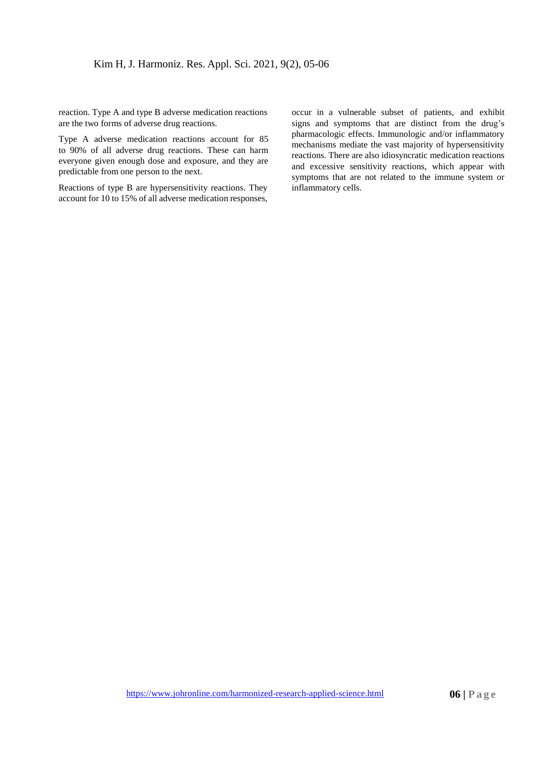reaction. Type A and type B adverse medication reactions are the two forms of adverse drug reactions.

Type A adverse medication reactions account for 85 to 90% of all adverse drug reactions. These can harm everyone given enough dose and exposure, and they are predictable from one person to the next.

Reactions of type B are hypersensitivity reactions. They account for 10 to 15% of all adverse medication responses, occur in a vulnerable subset of patients, and exhibit signs and symptoms that are distinct from the drug's pharmacologic effects. Immunologic and/or inflammatory mechanisms mediate the vast majority of hypersensitivity reactions. There are also idiosyncratic medication reactions and excessive sensitivity reactions, which appear with symptoms that are not related to the immune system or inflammatory cells.